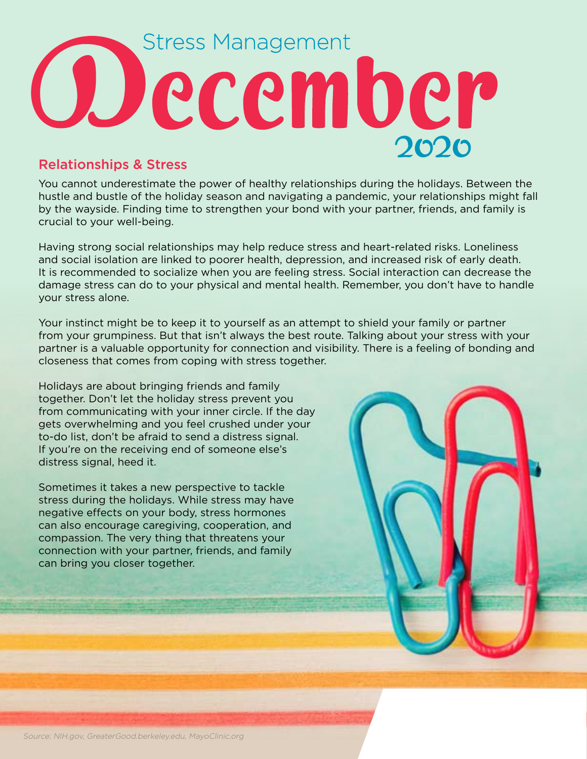# Stress Management December 2020

## Relationships & Stress

You cannot underestimate the power of healthy relationships during the holidays. Between the hustle and bustle of the holiday season and navigating a pandemic, your relationships might fall by the wayside. Finding time to strengthen your bond with your partner, friends, and family is crucial to your well-being.

Having strong social relationships may help reduce stress and heart-related risks. Loneliness and social isolation are linked to poorer health, depression, and increased risk of early death. It is recommended to socialize when you are feeling stress. Social interaction can decrease the damage stress can do to your physical and mental health. Remember, you don't have to handle your stress alone.

Your instinct might be to keep it to yourself as an attempt to shield your family or partner from your grumpiness. But that isn't always the best route. Talking about your stress with your partner is a valuable opportunity for connection and visibility. There is a feeling of bonding and closeness that comes from coping with stress together.

Holidays are about bringing friends and family together. Don't let the holiday stress prevent you from communicating with your inner circle. If the day gets overwhelming and you feel crushed under your to-do list, don't be afraid to send a distress signal. If you're on the receiving end of someone else's distress signal, heed it.

Sometimes it takes a new perspective to tackle stress during the holidays. While stress may have negative effects on your body, stress hormones can also encourage caregiving, cooperation, and compassion. The very thing that threatens your connection with your partner, friends, and family can bring you closer together.

*Source: NIH.gov, GreaterGood.berkeley.edu, MayoClinic.org*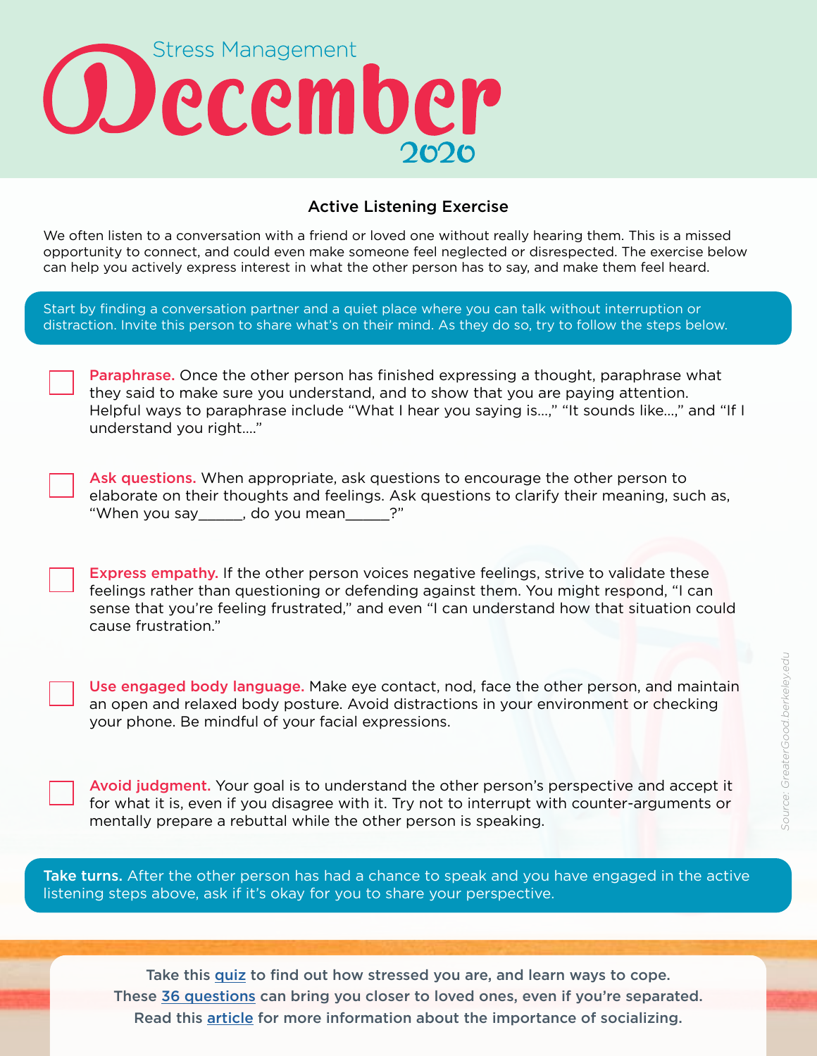Stress Management

# December

2020

## Active Listening Exercise

We often listen to a conversation with a friend or loved one without really hearing them. This is a missed opportunity to connect, and could even make someone feel neglected or disrespected. The exercise below can help you actively express interest in what the other person has to say, and make them feel heard.

Start by finding a conversation partner and a quiet place where you can talk without interruption or distraction. Invite this person to share what's on their mind. As they do so, try to follow the steps below.

- [ ] **Paraphrase.** Once the other person has finished expressing a thought, paraphrase what they said to make sure you understand, and to show that you are paying attention. Helpful ways to paraphrase include "What I hear you saying is…," "It sounds like…," and "If I understand you right…."

- [ ] **Ask questions.** When appropriate, ask questions to encourage the other person to elaborate on their thoughts and feelings. Ask questions to clarify their meaning, such as, "When you say_____, do you mean_____?"

- [ ] **Express empathy.** If the other person voices negative feelings, strive to validate these feelings rather than questioning or defending against them. You might respond, "I can sense that you're feeling frustrated," and even "I can understand how that situation could cause frustration."

- [ ] **Use engaged body language.** Make eye contact, nod, face the other person, and maintain an open and relaxed body posture. Avoid distractions in your environment or checking your phone. Be mindful of your facial expressions.

- [ ] **Avoid judgment.** Your goal is to understand the other person's perspective and accept it for what it is, even if you disagree with it. Try not to interrupt with counter-arguments or mentally prepare a rebuttal while the other person is speaking.

**Take turns.** After the other person has had a chance to speak and you have engaged in the active listening steps above, ask if it's okay for you to share your perspective.

*Source: GreaterGood.berkeley.edu*

Take this quiz to find out how stressed you are, and learn ways to cope.
These 36 questions can bring you closer to loved ones, even if you're separated.
Read this article for more information about the importance of socializing.